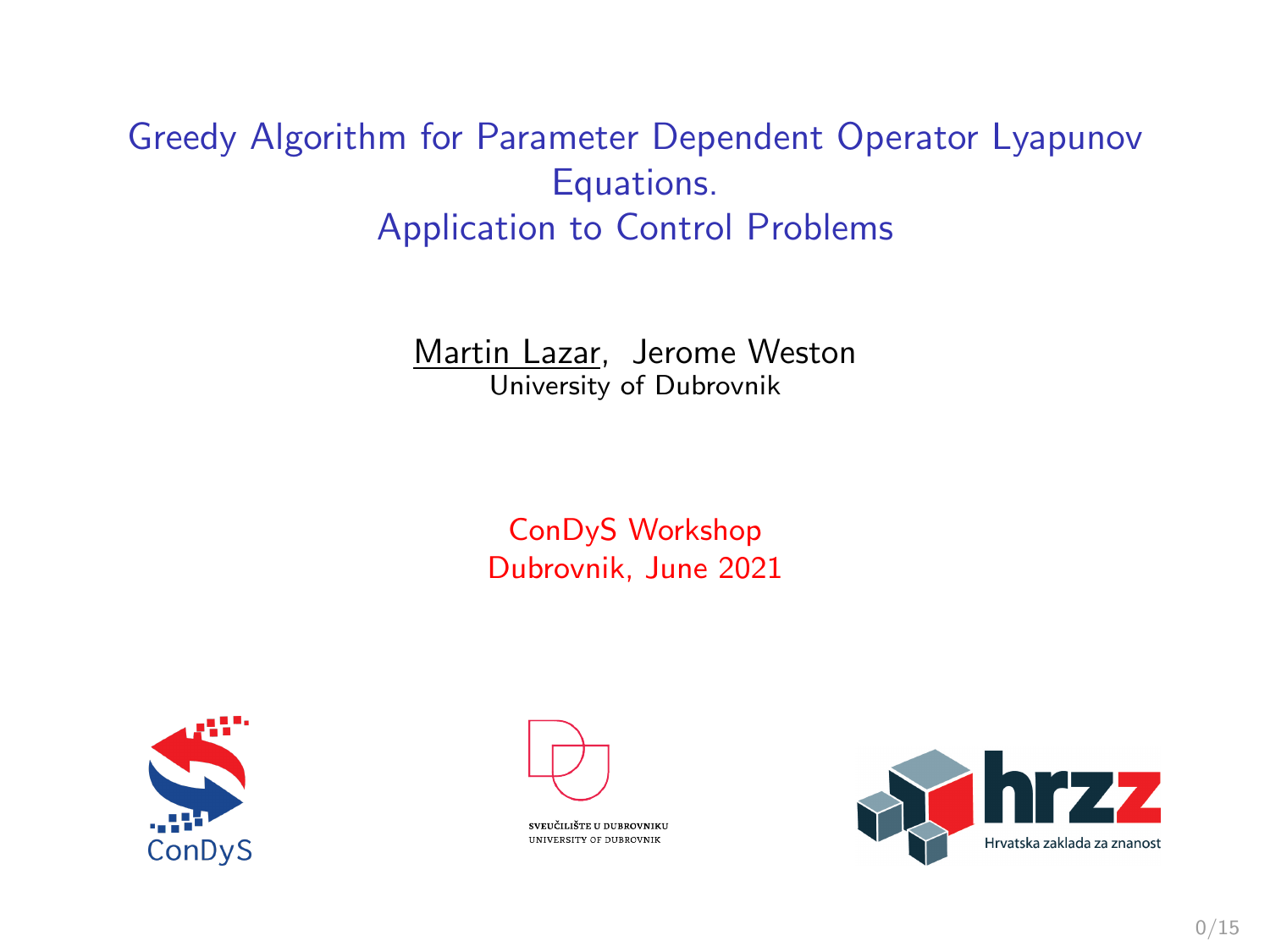# Greedy Algorithm for Parameter Dependent Operator Lyapunov Equations.
# Application to Control Problems

Martin Lazar, Jerome Weston
University of Dubrovnik

ConDyS Workshop
Dubrovnik, June 2021

ConDyS

SVEUČILIŠTE U DUBROVNIKU
UNIVERSITY OF DUBROVNIK

hrzz
Hrvatska zaklada za znanost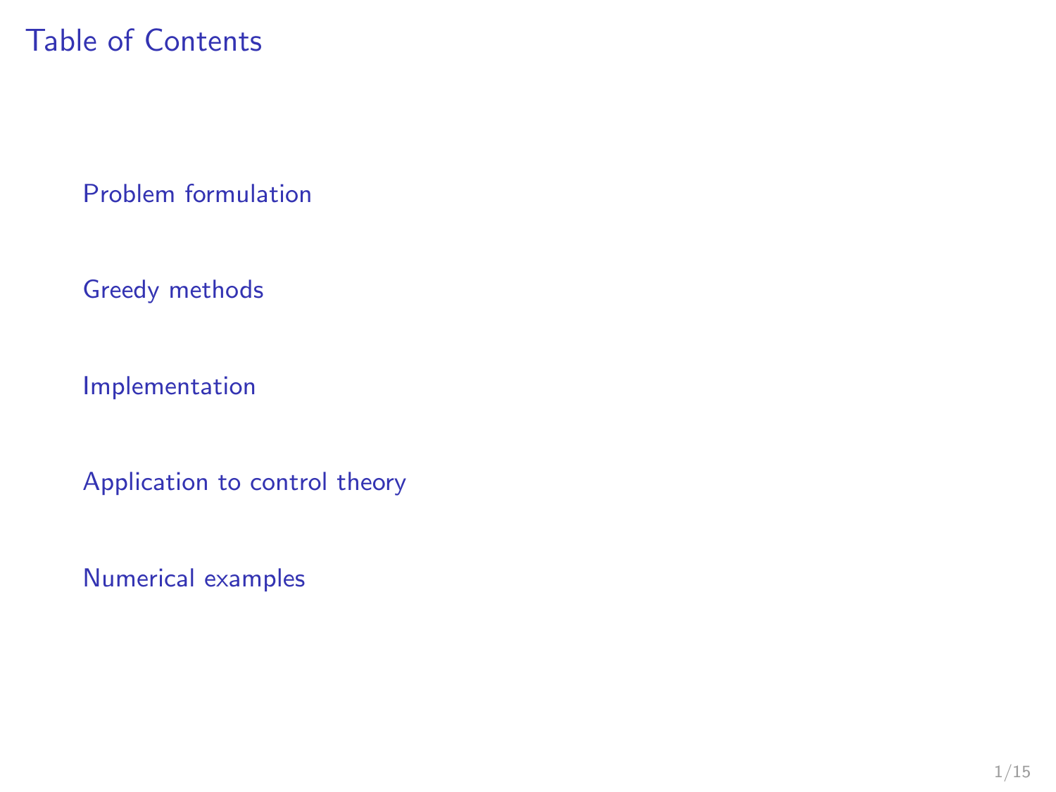# Table of Contents

Problem formulation

Greedy methods

Implementation

Application to control theory

Numerical examples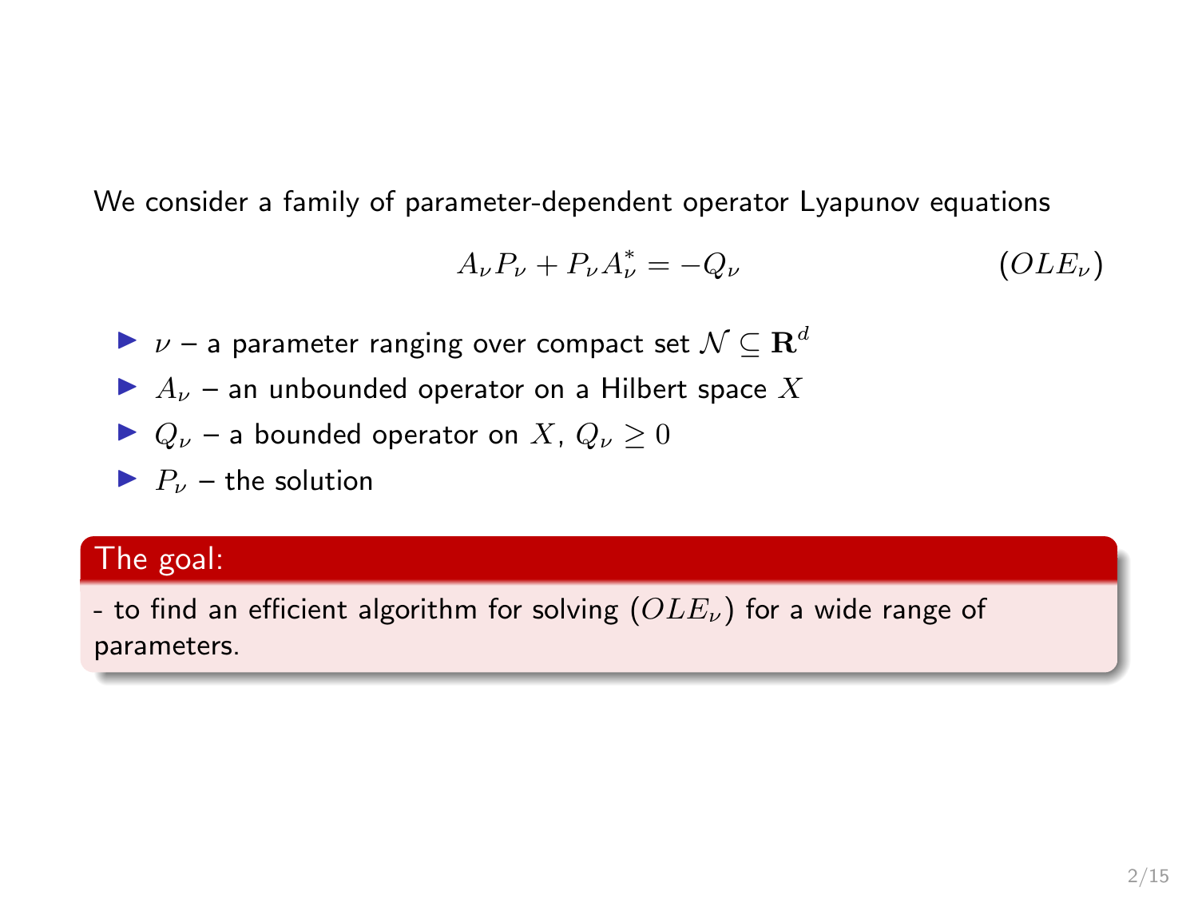We consider a family of parameter-dependent operator Lyapunov equations

$$A_\nu P_\nu + P_\nu A_\nu^* = -Q_\nu \qquad (OLE_\nu)$$

- $\nu$ – a parameter ranging over compact set $\mathcal{N} \subseteq \mathbf{R}^d$
- $A_\nu$ – an unbounded operator on a Hilbert space $X$
- $Q_\nu$ – a bounded operator on $X$, $Q_\nu \geq 0$
- $P_\nu$ – the solution

**The goal:**

- to find an efficient algorithm for solving $(OLE_\nu)$ for a wide range of parameters.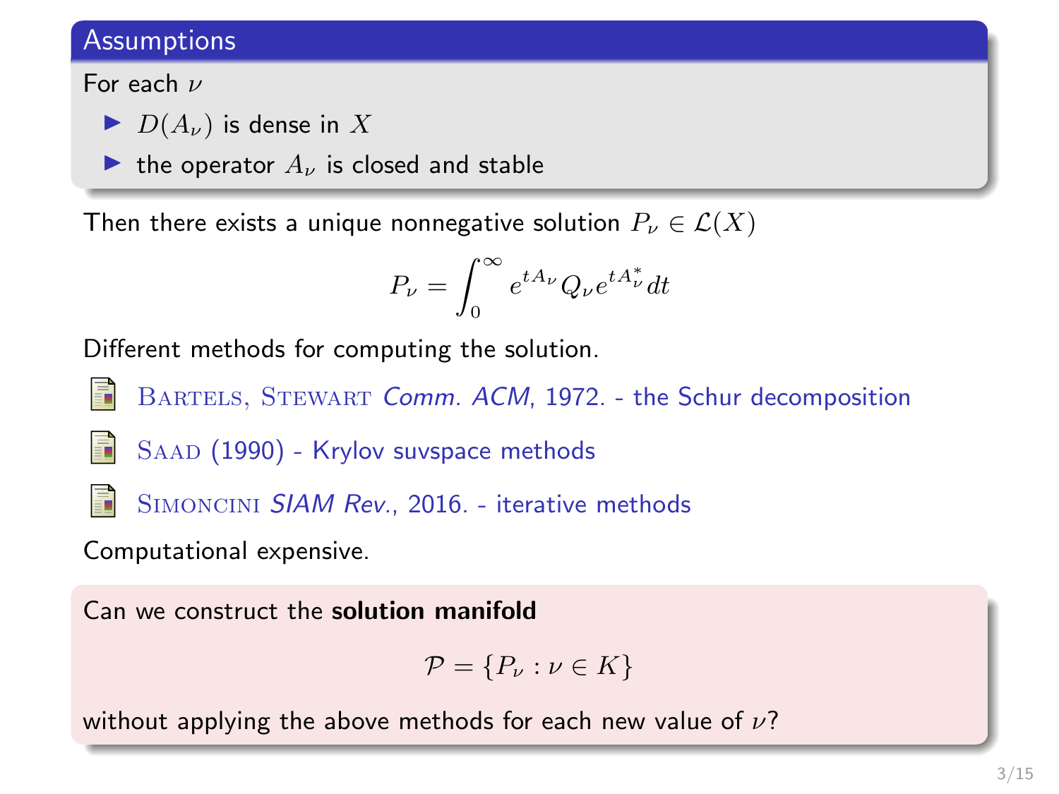**Assumptions**

For each $\nu$

- $D(A_\nu)$ is dense in $X$
- the operator $A_\nu$ is closed and stable

Then there exists a unique nonnegative solution $P_\nu \in \mathcal{L}(X)$

$$P_\nu = \int_0^\infty e^{tA_\nu} Q_\nu e^{tA_\nu^*} dt$$

Different methods for computing the solution.

- Bartels, Stewart *Comm. ACM*, 1972. - the Schur decomposition
- Saad (1990) - Krylov suvspace methods
- Simoncini *SIAM Rev.*, 2016. - iterative methods

Computational expensive.

Can we construct the **solution manifold**

$$\mathcal{P} = \{P_\nu : \nu \in K\}$$

without applying the above methods for each new value of $\nu$?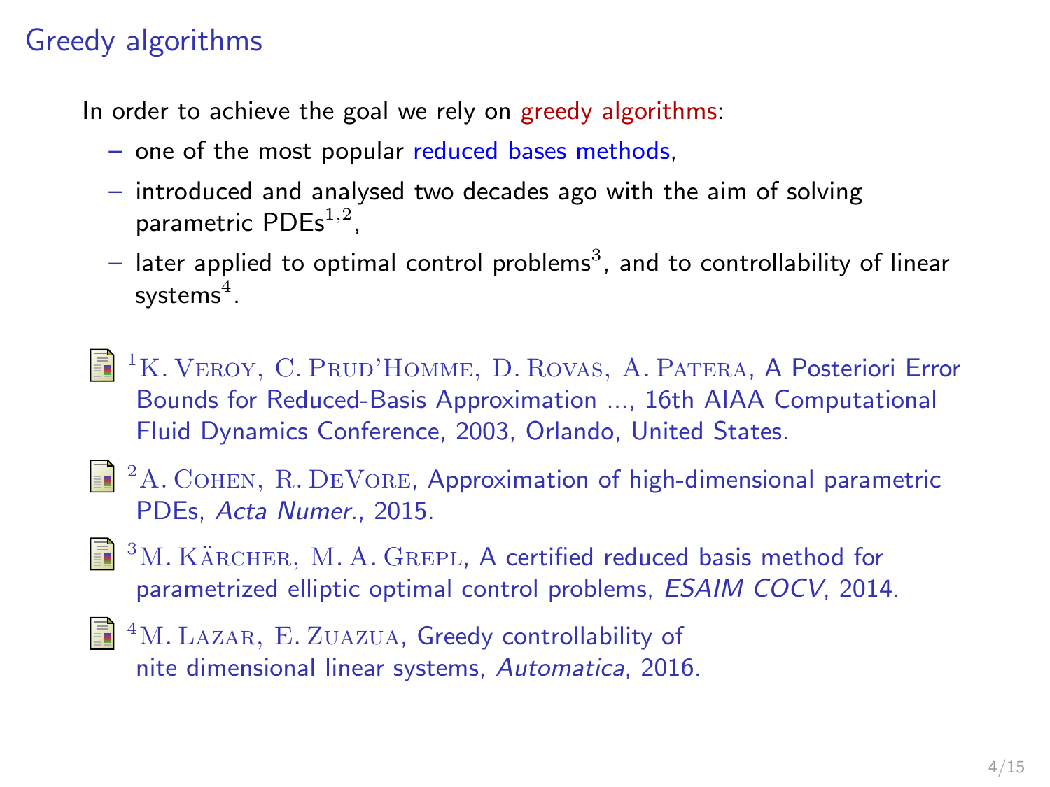# Greedy algorithms

In order to achieve the goal we rely on greedy algorithms:

- one of the most popular reduced bases methods,
- introduced and analysed two decades ago with the aim of solving parametric PDEs[1,2],
- later applied to optimal control problems[3], and to controllability of linear systems[4].

[1] K. Veroy, C. Prud'Homme, D. Rovas, A. Patera, A Posteriori Error Bounds for Reduced-Basis Approximation ..., 16th AIAA Computational Fluid Dynamics Conference, 2003, Orlando, United States.

[2] A. Cohen, R. DeVore, Approximation of high-dimensional parametric PDEs, *Acta Numer.*, 2015.

[3] M. Kärcher, M. A. Grepl, A certified reduced basis method for parametrized elliptic optimal control problems, *ESAIM COCV*, 2014.

[4] M. Lazar, E. Zuazua, Greedy controllability of nite dimensional linear systems, *Automatica*, 2016.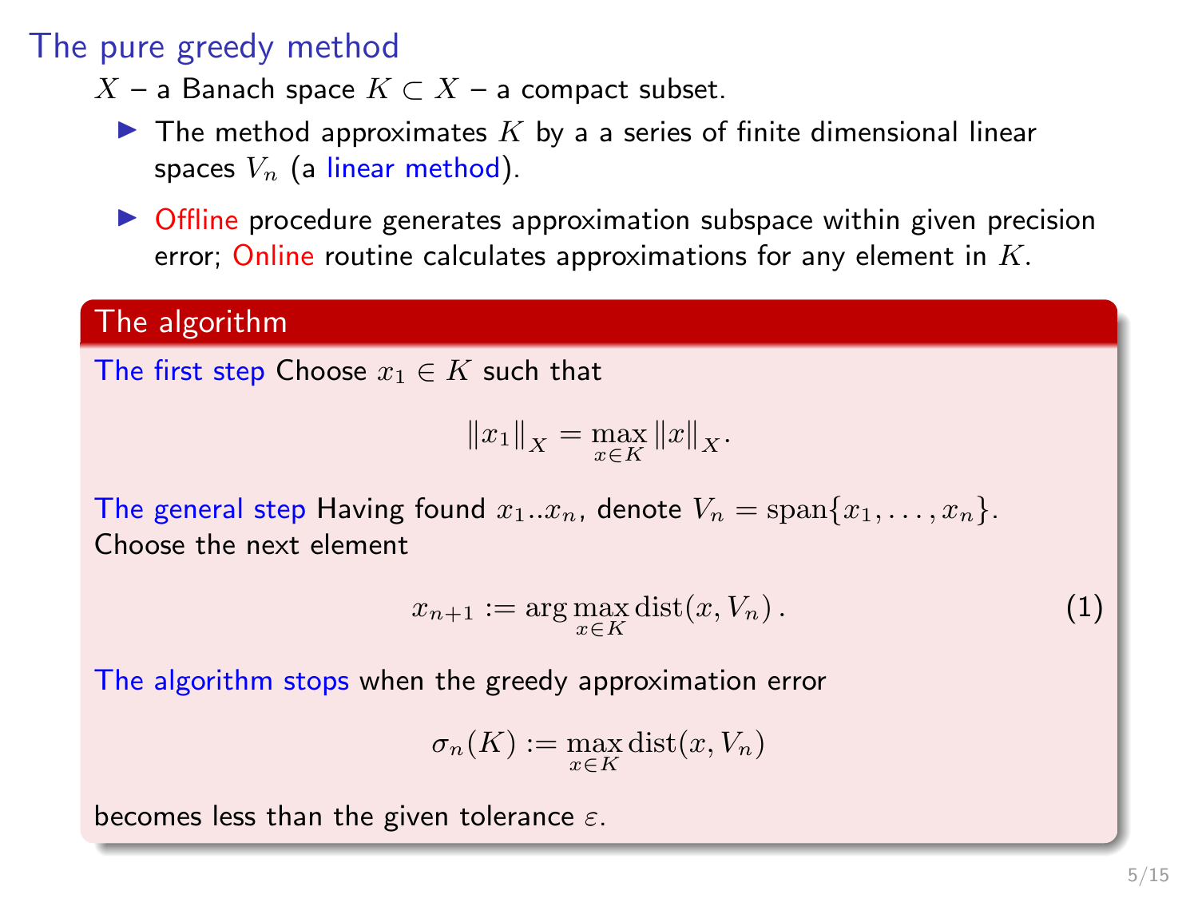# The pure greedy method

$X$ – a Banach space $K \subset X$ – a compact subset.

- The method approximates $K$ by a a series of finite dimensional linear spaces $V_n$ (a linear method).
- Offline procedure generates approximation subspace within given precision error; Online routine calculates approximations for any element in $K$.

## The algorithm

**The first step** Choose $x_1 \in K$ such that

$$\|x_1\|_X = \max_{x \in K} \|x\|_X.$$

**The general step** Having found $x_1..x_n$, denote $V_n = \operatorname{span}\{x_1, \ldots, x_n\}$. Choose the next element

$$x_{n+1} := \arg\max_{x \in K} \operatorname{dist}(x, V_n)\,. \tag{1}$$

**The algorithm stops** when the greedy approximation error

$$\sigma_n(K) := \max_{x \in K} \operatorname{dist}(x, V_n)$$

becomes less than the given tolerance $\varepsilon$.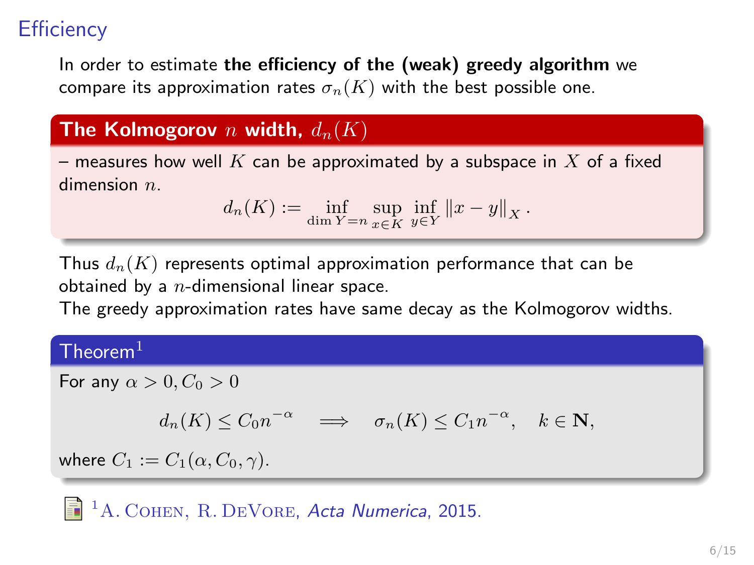# Efficiency

In order to estimate **the efficiency of the (weak) greedy algorithm** we compare its approximation rates $\sigma_n(K)$ with the best possible one.

**The Kolmogorov $n$ width, $d_n(K)$**

– measures how well $K$ can be approximated by a subspace in $X$ of a fixed dimension $n$.

$$d_n(K) := \inf_{\dim Y = n} \sup_{x \in K} \inf_{y \in Y} \|x - y\|_X .$$

Thus $d_n(K)$ represents optimal approximation performance that can be obtained by a $n$-dimensional linear space.
The greedy approximation rates have same decay as the Kolmogorov widths.

**Theorem**[1]

For any $\alpha > 0, C_0 > 0$

$$d_n(K) \leq C_0 n^{-\alpha} \quad \Longrightarrow \quad \sigma_n(K) \leq C_1 n^{-\alpha}, \quad k \in \mathbf{N},$$

where $C_1 := C_1(\alpha, C_0, \gamma)$.

[1] A. Cohen, R. DeVore, *Acta Numerica*, 2015.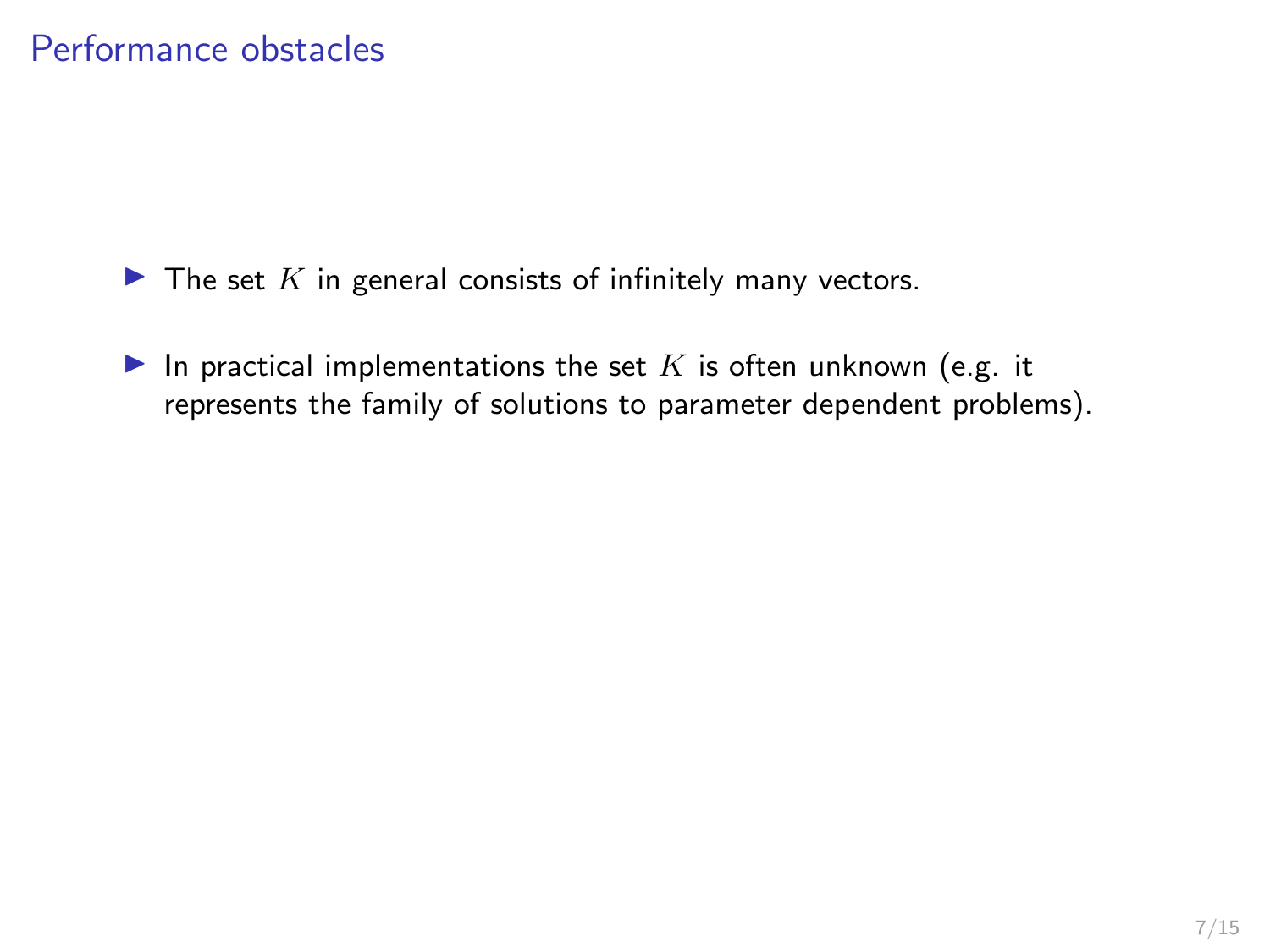# Performance obstacles

- The set $K$ in general consists of infinitely many vectors.

- In practical implementations the set $K$ is often unknown (e.g. it represents the family of solutions to parameter dependent problems).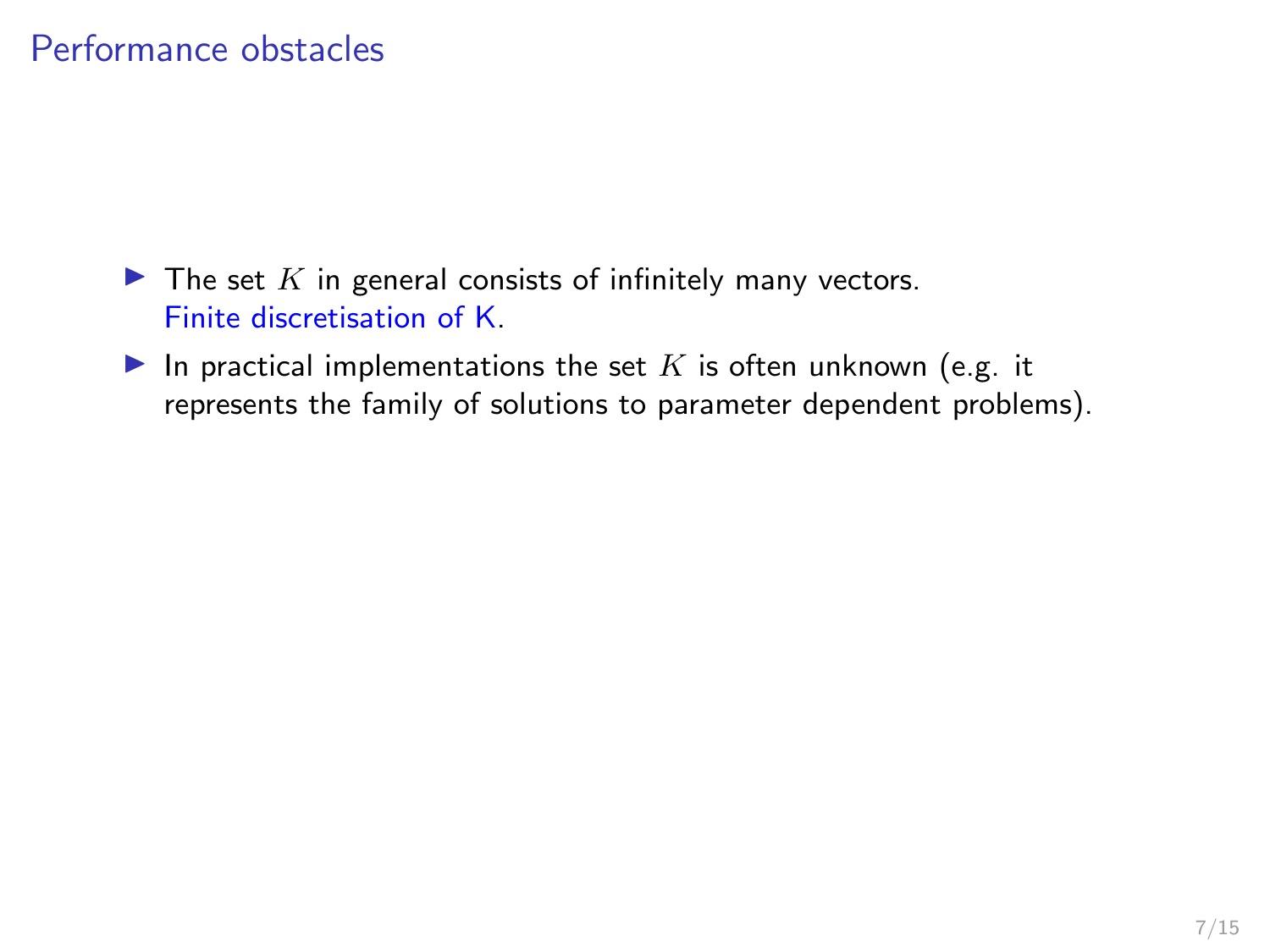# Performance obstacles

- The set $K$ in general consists of infinitely many vectors.
  Finite discretisation of K.
- In practical implementations the set $K$ is often unknown (e.g. it represents the family of solutions to parameter dependent problems).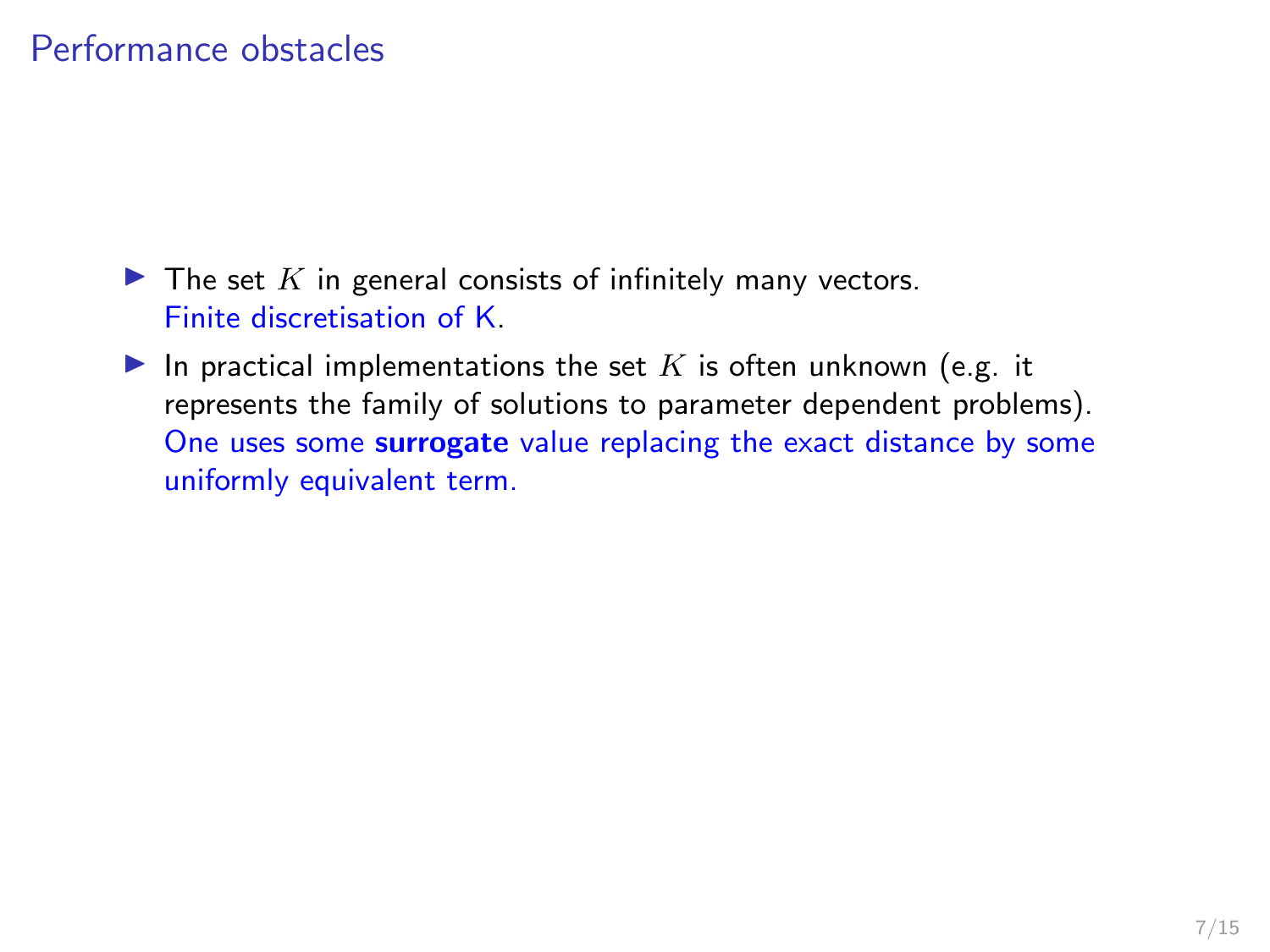## Performance obstacles

- The set $K$ in general consists of infinitely many vectors.
  Finite discretisation of K.
- In practical implementations the set $K$ is often unknown (e.g. it represents the family of solutions to parameter dependent problems).
  One uses some **surrogate** value replacing the exact distance by some uniformly equivalent term.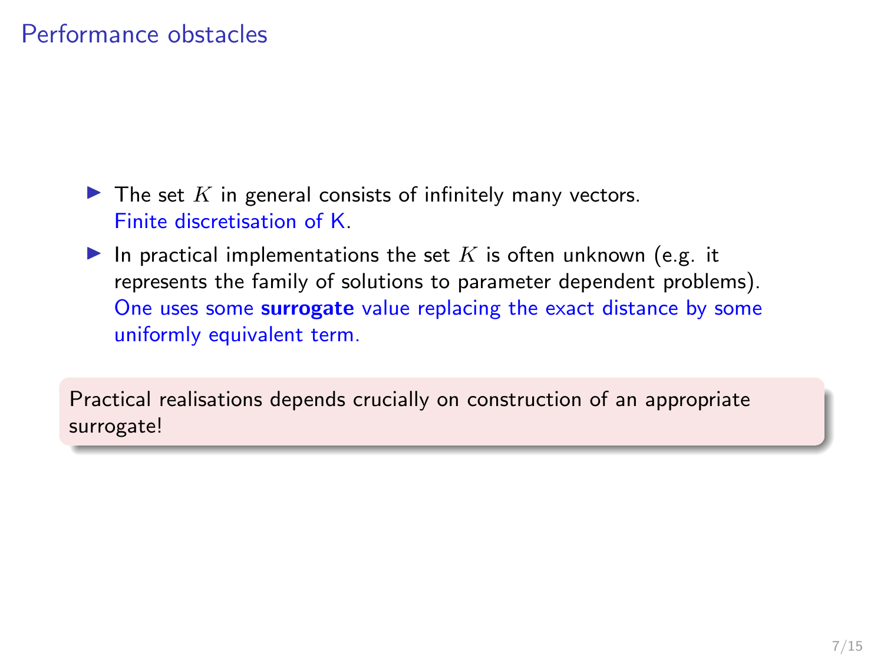# Performance obstacles

- The set $K$ in general consists of infinitely many vectors.
  Finite discretisation of K.
- In practical implementations the set $K$ is often unknown (e.g. it represents the family of solutions to parameter dependent problems).
  One uses some **surrogate** value replacing the exact distance by some uniformly equivalent term.

Practical realisations depends crucially on construction of an appropriate surrogate!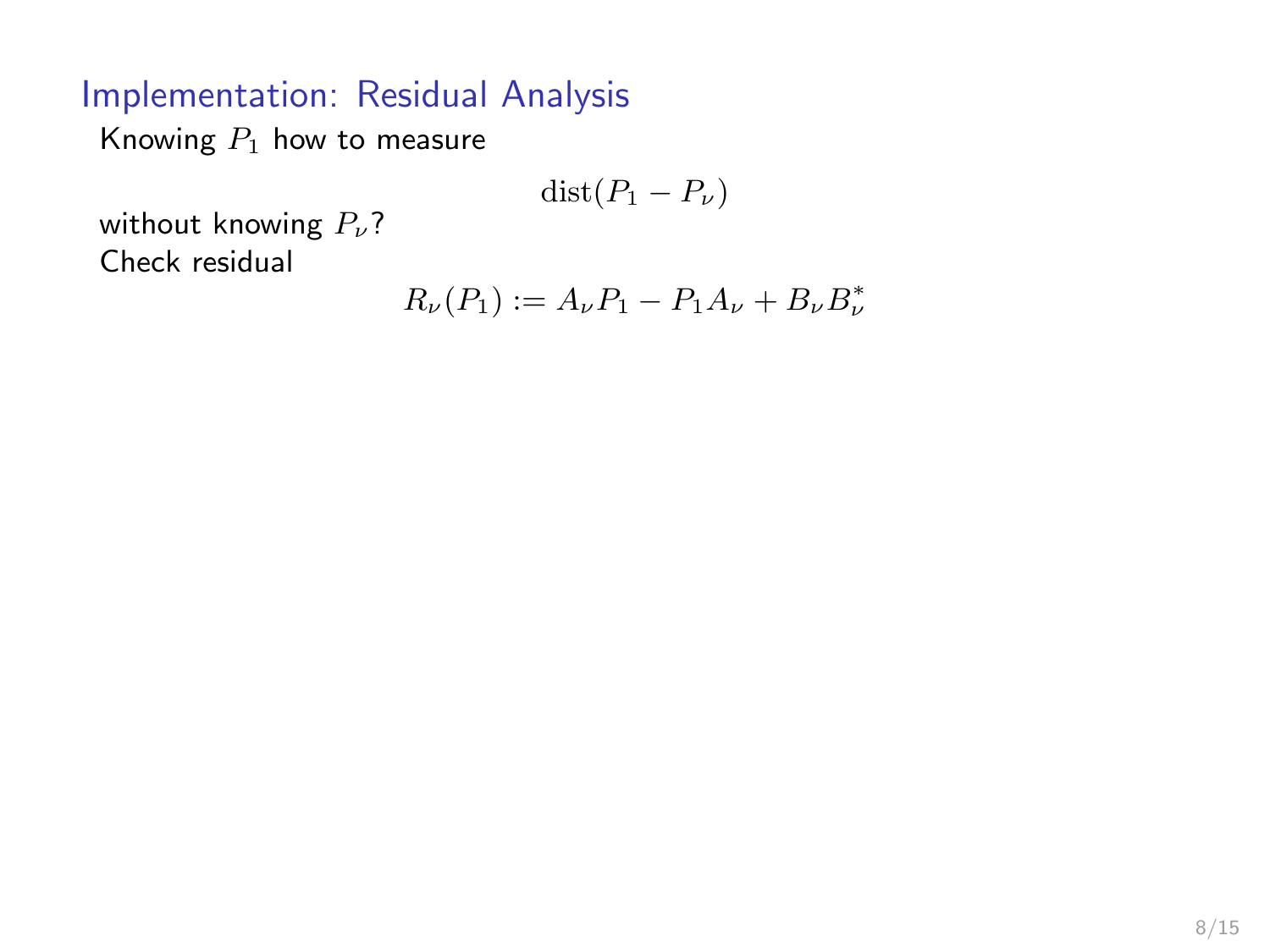## Implementation: Residual Analysis

Knowing $P_1$ how to measure

$$\operatorname{dist}(P_1 - P_\nu)$$

without knowing $P_\nu$?

Check residual

$$R_\nu(P_1) := A_\nu P_1 - P_1 A_\nu + B_\nu B_\nu^*$$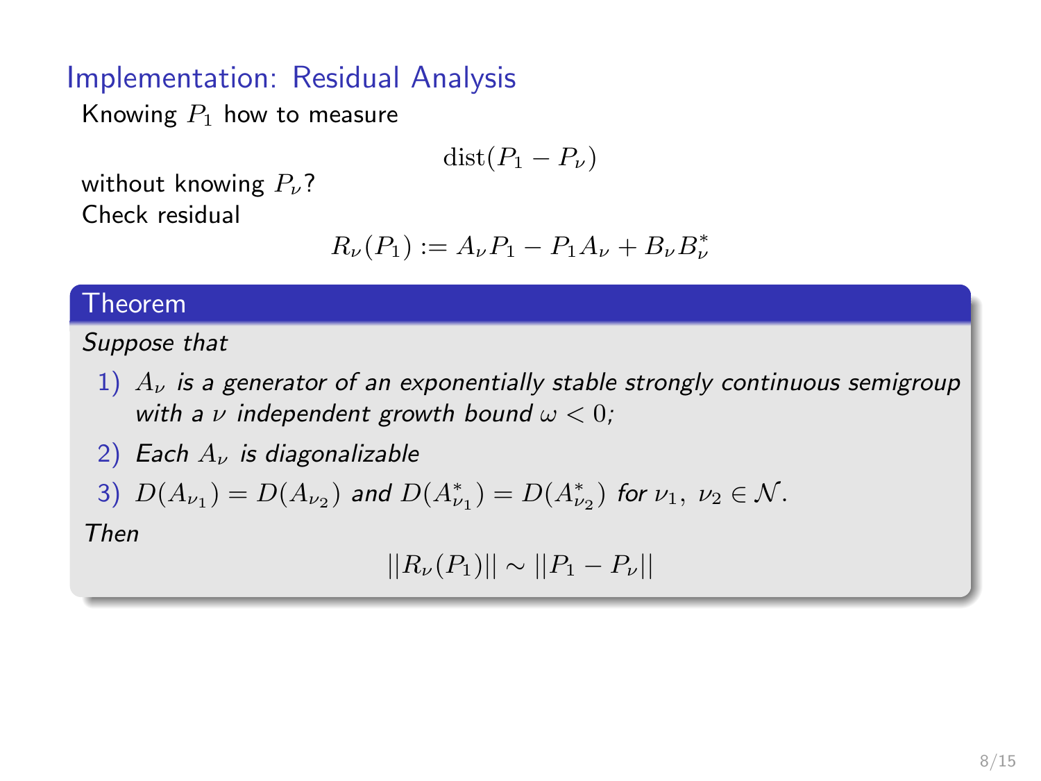## Implementation: Residual Analysis

Knowing $P_1$ how to measure

$$\text{dist}(P_1 - P_\nu)$$

without knowing $P_\nu$?

Check residual

$$R_\nu(P_1) := A_\nu P_1 - P_1 A_\nu + B_\nu B_\nu^*$$

**Theorem**

*Suppose that*

1) $A_\nu$ *is a generator of an exponentially stable strongly continuous semigroup with a* $\nu$ *independent growth bound* $\omega < 0$*;*
2) *Each* $A_\nu$ *is diagonalizable*
3) $D(A_{\nu_1}) = D(A_{\nu_2})$ *and* $D(A^*_{\nu_1}) = D(A^*_{\nu_2})$ *for* $\nu_1,\ \nu_2 \in \mathcal{N}$*.*

*Then*

$$||R_\nu(P_1)|| \sim ||P_1 - P_\nu||$$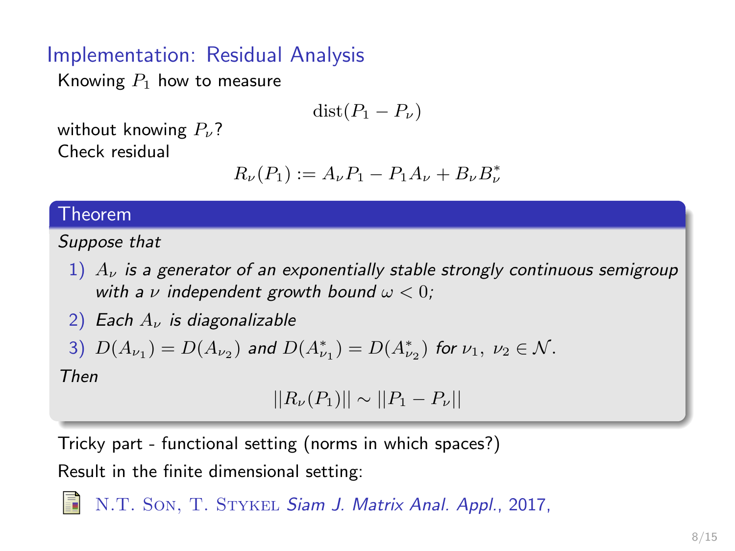## Implementation: Residual Analysis

Knowing $P_1$ how to measure

$$\mathrm{dist}(P_1 - P_\nu)$$

without knowing $P_\nu$?

Check residual

$$R_\nu(P_1) := A_\nu P_1 - P_1 A_\nu + B_\nu B_\nu^*$$

**Theorem**

*Suppose that*

1) $A_\nu$ *is a generator of an exponentially stable strongly continuous semigroup with a* $\nu$ *independent growth bound* $\omega < 0$*;*
2) *Each* $A_\nu$ *is diagonalizable*
3) $D(A_{\nu_1}) = D(A_{\nu_2})$ *and* $D(A^*_{\nu_1}) = D(A^*_{\nu_2})$ *for* $\nu_1, \ \nu_2 \in \mathcal{N}$*.*

*Then*

$$||R_\nu(P_1)|| \sim ||P_1 - P_\nu||$$

Tricky part - functional setting (norms in which spaces?)

Result in the finite dimensional setting:

N.T. Son, T. Stykel *Siam J. Matrix Anal. Appl.*, 2017,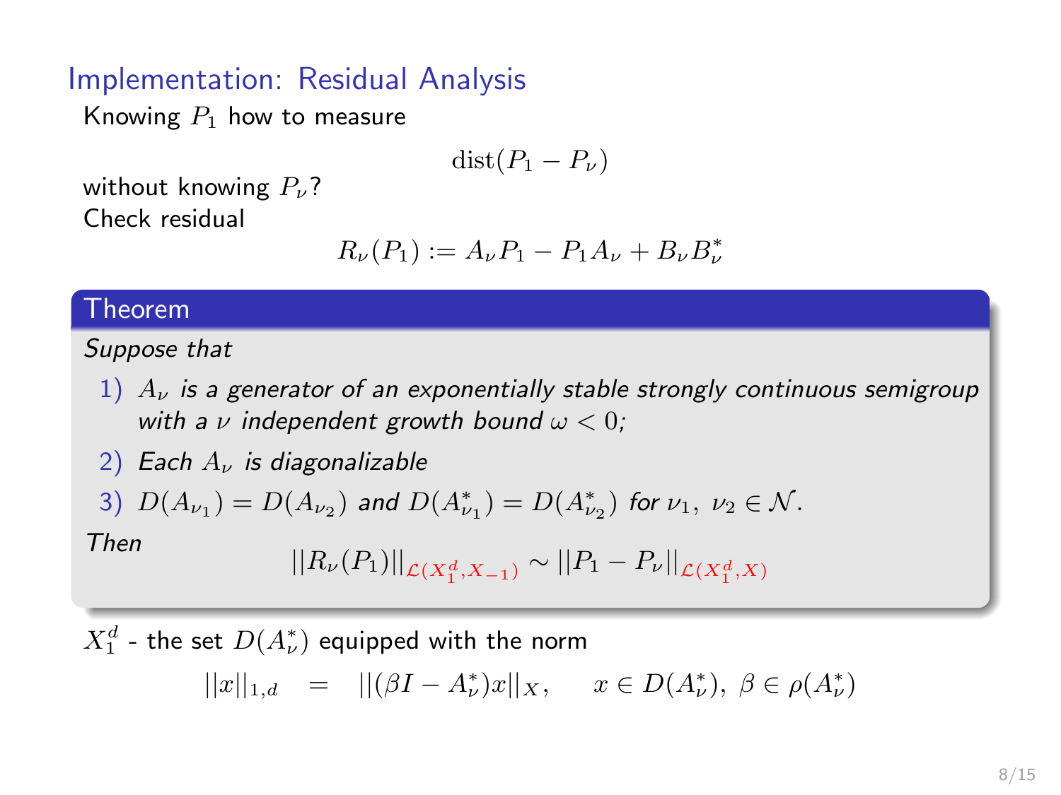## Implementation: Residual Analysis

Knowing $P_1$ how to measure

$$\mathrm{dist}(P_1 - P_\nu)$$

without knowing $P_\nu$?

Check residual

$$R_\nu(P_1) := A_\nu P_1 - P_1 A_\nu + B_\nu B_\nu^*$$

**Theorem**

*Suppose that*

1) $A_\nu$ *is a generator of an exponentially stable strongly continuous semigroup with a* $\nu$ *independent growth bound* $\omega < 0$*;*
2) *Each* $A_\nu$ *is diagonalizable*
3) $D(A_{\nu_1}) = D(A_{\nu_2})$ *and* $D(A^*_{\nu_1}) = D(A^*_{\nu_2})$ *for* $\nu_1, \ \nu_2 \in \mathcal{N}$.

*Then*

$$||R_\nu(P_1)||_{\mathcal{L}(X_1^d, X_{-1})} \sim ||P_1 - P_\nu||_{\mathcal{L}(X_1^d, X)}$$

$X_1^d$ - the set $D(A_\nu^*)$ equipped with the norm

$$||x||_{1,d} \quad = \quad ||(\beta I - A_\nu^*)x||_X, \qquad x \in D(A_\nu^*), \ \beta \in \rho(A_\nu^*)$$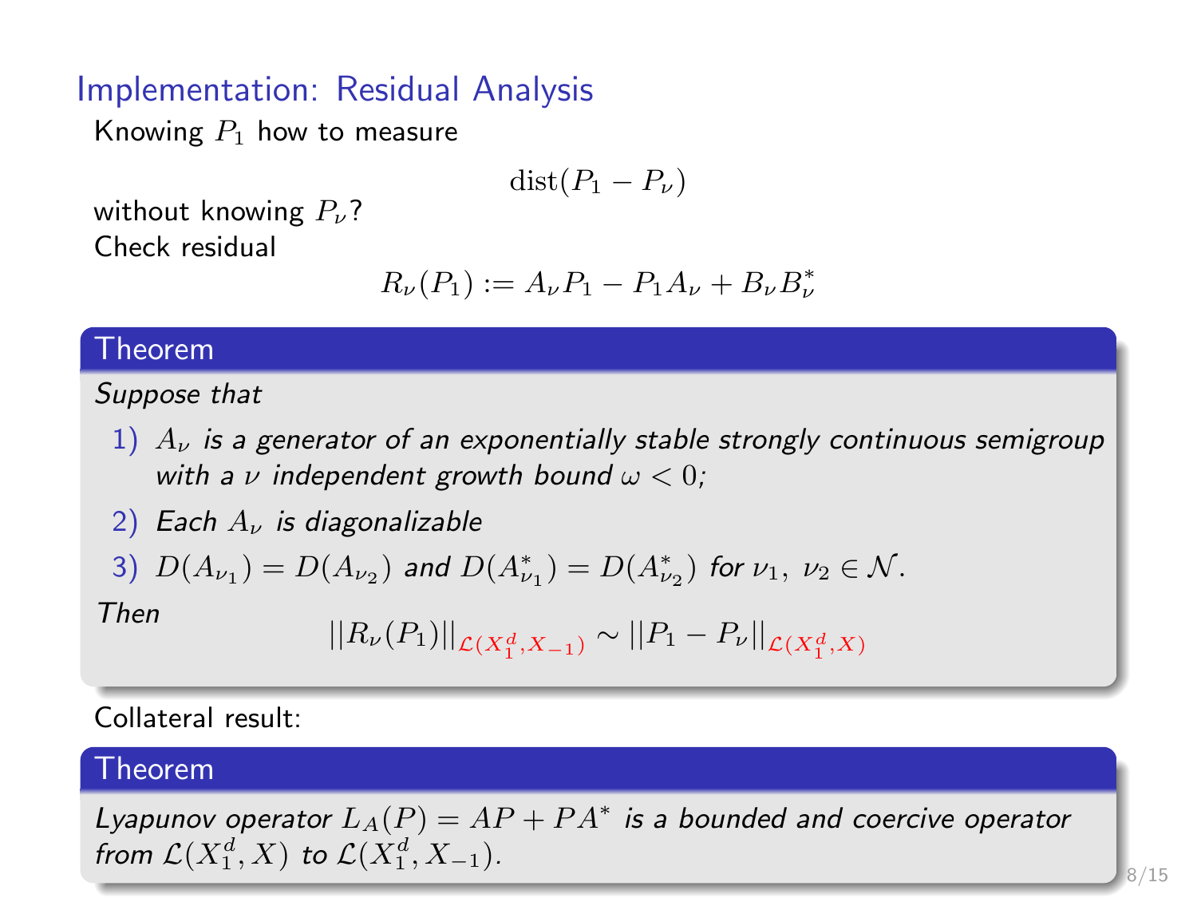## Implementation: Residual Analysis

Knowing $P_1$ how to measure

$$\mathrm{dist}(P_1 - P_\nu)$$

without knowing $P_\nu$?

Check residual

$$R_\nu(P_1) := A_\nu P_1 - P_1 A_\nu + B_\nu B_\nu^*$$

**Theorem**

*Suppose that*

1) $A_\nu$ *is a generator of an exponentially stable strongly continuous semigroup with a* $\nu$ *independent growth bound* $\omega < 0$*;*
2) *Each* $A_\nu$ *is diagonalizable*
3) $D(A_{\nu_1}) = D(A_{\nu_2})$ *and* $D(A^*_{\nu_1}) = D(A^*_{\nu_2})$ *for* $\nu_1, \ \nu_2 \in \mathcal{N}$*.*

*Then*

$$||R_\nu(P_1)||_{\mathcal{L}(X_1^d, X_{-1})} \sim ||P_1 - P_\nu||_{\mathcal{L}(X_1^d, X)}$$

Collateral result:

**Theorem**

*Lyapunov operator* $L_A(P) = AP + PA^*$ *is a bounded and coercive operator from* $\mathcal{L}(X_1^d, X)$ *to* $\mathcal{L}(X_1^d, X_{-1})$*.*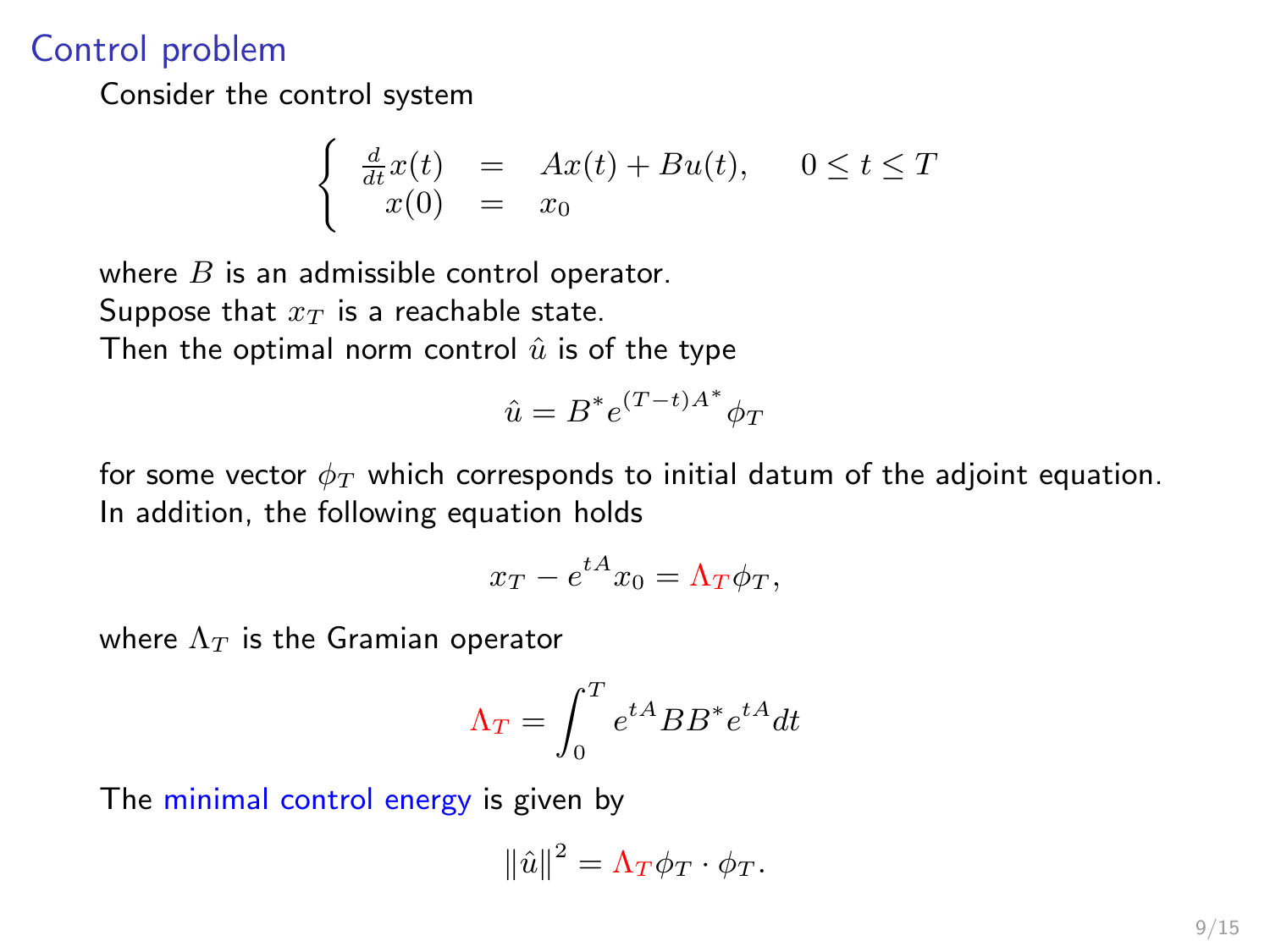## Control problem

Consider the control system

$$\begin{cases} \frac{d}{dt}x(t) &= Ax(t) + Bu(t), \qquad 0 \leq t \leq T \\ x(0) &= x_0 \end{cases}$$

where $B$ is an admissible control operator.
Suppose that $x_T$ is a reachable state.
Then the optimal norm control $\hat{u}$ is of the type

$$\hat{u} = B^* e^{(T-t)A^*} \phi_T$$

for some vector $\phi_T$ which corresponds to initial datum of the adjoint equation.
In addition, the following equation holds

$$x_T - e^{tA} x_0 = \Lambda_T \phi_T,$$

where $\Lambda_T$ is the Gramian operator

$$\Lambda_T = \int_0^T e^{tA} B B^* e^{tA} dt$$

The minimal control energy is given by

$$\|\hat{u}\|^2 = \Lambda_T \phi_T \cdot \phi_T.$$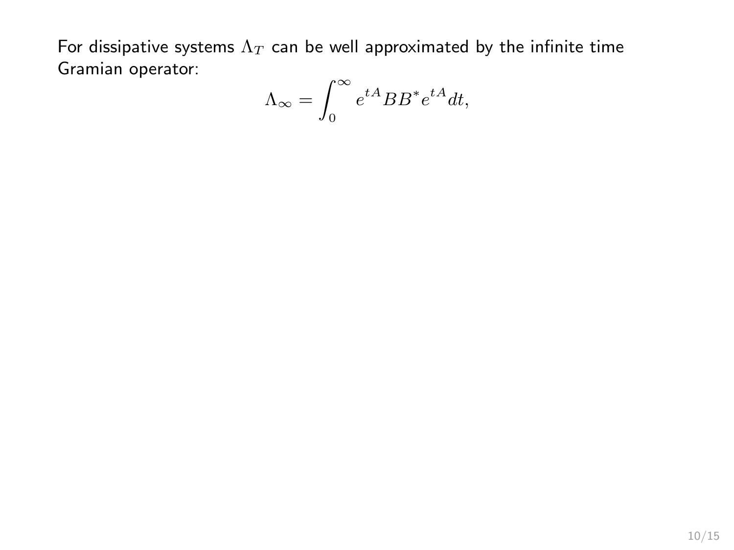For dissipative systems $\Lambda_T$ can be well approximated by the infinite time Gramian operator:

$$\Lambda_\infty = \int_0^\infty e^{tA} B B^* e^{tA} dt,$$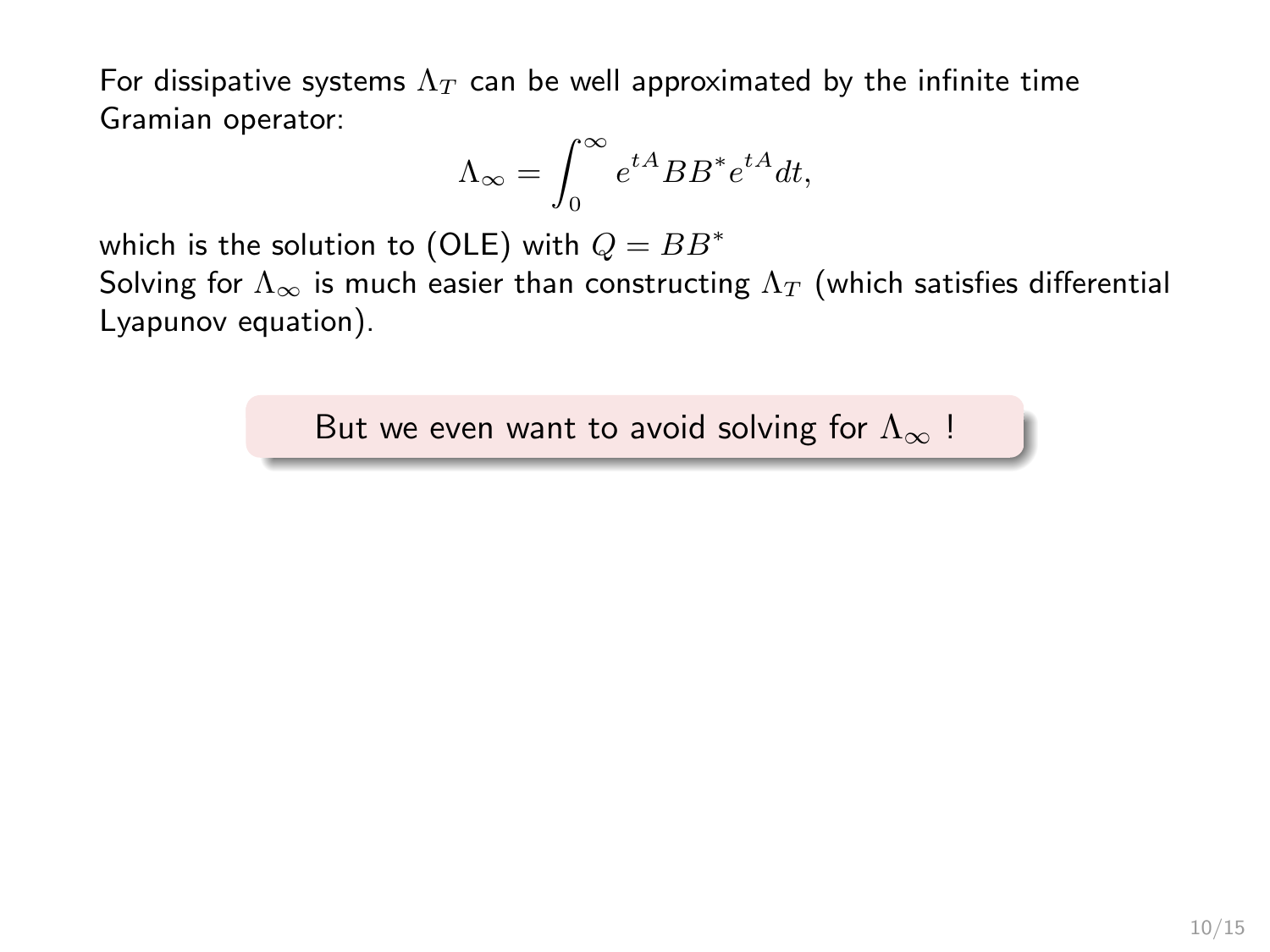For dissipative systems $\Lambda_T$ can be well approximated by the infinite time Gramian operator:

$$\Lambda_\infty = \int_0^\infty e^{tA} B B^* e^{tA} dt,$$

which is the solution to (OLE) with $Q = BB^*$

Solving for $\Lambda_\infty$ is much easier than constructing $\Lambda_T$ (which satisfies differential Lyapunov equation).

But we even want to avoid solving for $\Lambda_\infty$ !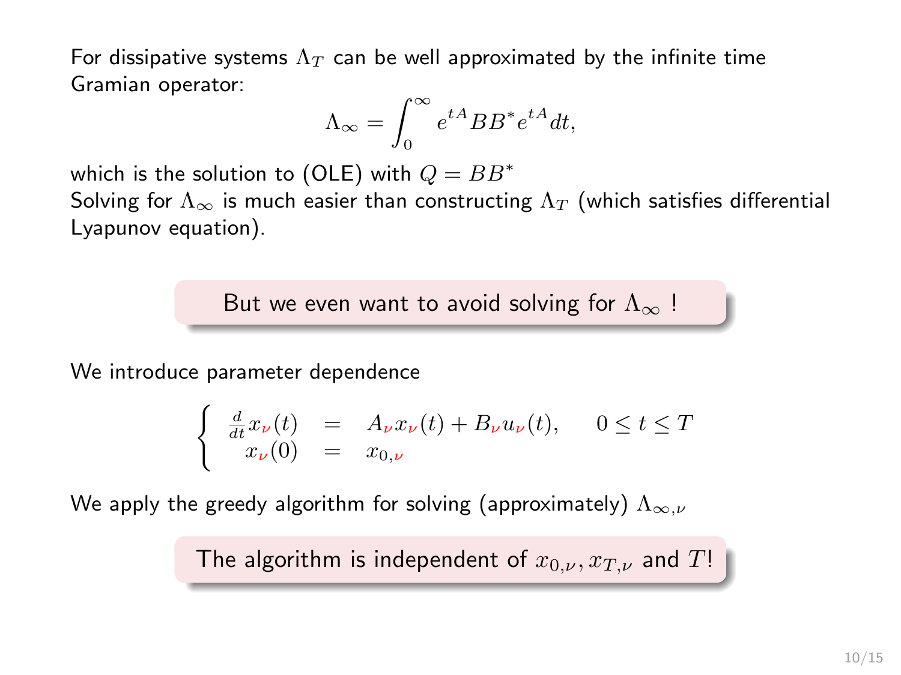For dissipative systems $\Lambda_T$ can be well approximated by the infinite time Gramian operator:

$$\Lambda_\infty = \int_0^\infty e^{tA} BB^* e^{tA} dt,$$

which is the solution to (OLE) with $Q = BB^*$
Solving for $\Lambda_\infty$ is much easier than constructing $\Lambda_T$ (which satisfies differential Lyapunov equation).

**But we even want to avoid solving for $\Lambda_\infty$ !**

We introduce parameter dependence

$$\begin{cases} \frac{d}{dt} x_\nu(t) &= A_\nu x_\nu(t) + B_\nu u_\nu(t), \qquad 0 \le t \le T \\ x_\nu(0) &= x_{0,\nu} \end{cases}$$

We apply the greedy algorithm for solving (approximately) $\Lambda_{\infty,\nu}$

**The algorithm is independent of $x_{0,\nu}, x_{T,\nu}$ and $T$!**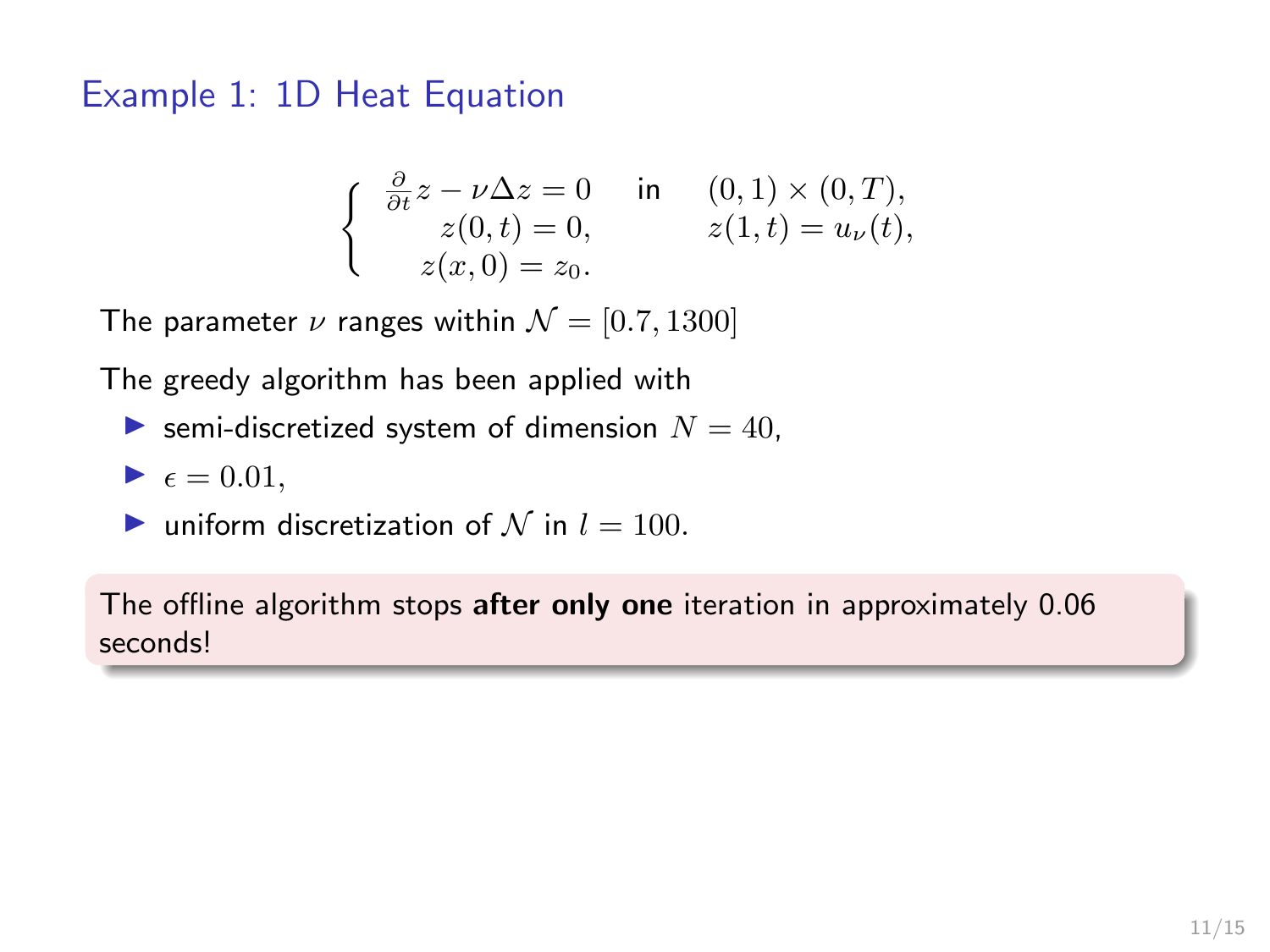## Example 1: 1D Heat Equation

$$
\left\{
\begin{array}{lll}
\frac{\partial}{\partial t}z - \nu\Delta z = 0 & \text{in} & (0,1)\times(0,T), \\
z(0,t) = 0, & & z(1,t) = u_\nu(t), \\
z(x,0) = z_0. & &
\end{array}
\right.
$$

The parameter $\nu$ ranges within $\mathcal{N} = [0.7, 1300]$

The greedy algorithm has been applied with

- semi-discretized system of dimension $N = 40$,
- $\epsilon = 0.01$,
- uniform discretization of $\mathcal{N}$ in $l = 100$.

The offline algorithm stops **after only one** iteration in approximately 0.06 seconds!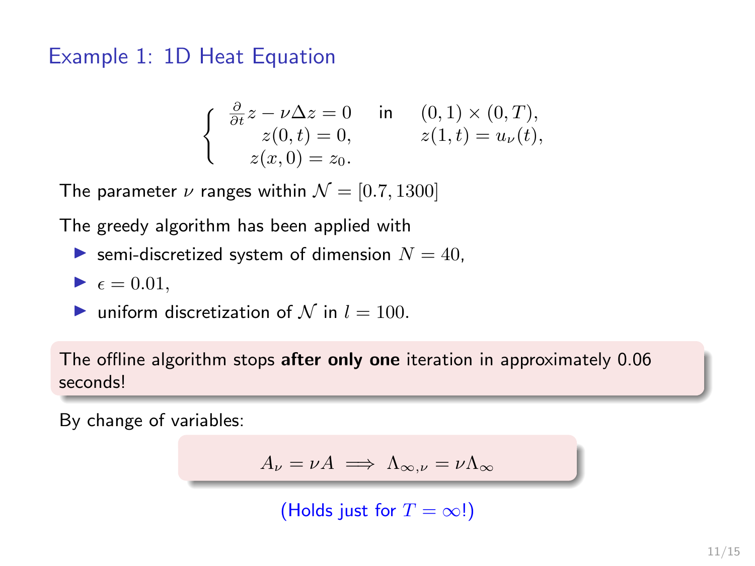## Example 1: 1D Heat Equation

$$
\begin{cases}
\frac{\partial}{\partial t} z - \nu \Delta z = 0 & \text{in} \quad (0,1) \times (0,T), \\
z(0,t) = 0, & z(1,t) = u_\nu(t), \\
z(x,0) = z_0. &
\end{cases}
$$

The parameter $\nu$ ranges within $\mathcal{N} = [0.7, 1300]$

The greedy algorithm has been applied with

- semi-discretized system of dimension $N = 40$,
- $\epsilon = 0.01$,
- uniform discretization of $\mathcal{N}$ in $l = 100$.

The offline algorithm stops **after only one** iteration in approximately 0.06 seconds!

By change of variables:

$$
A_\nu = \nu A \implies \Lambda_{\infty,\nu} = \nu \Lambda_\infty
$$

(Holds just for $T = \infty$!)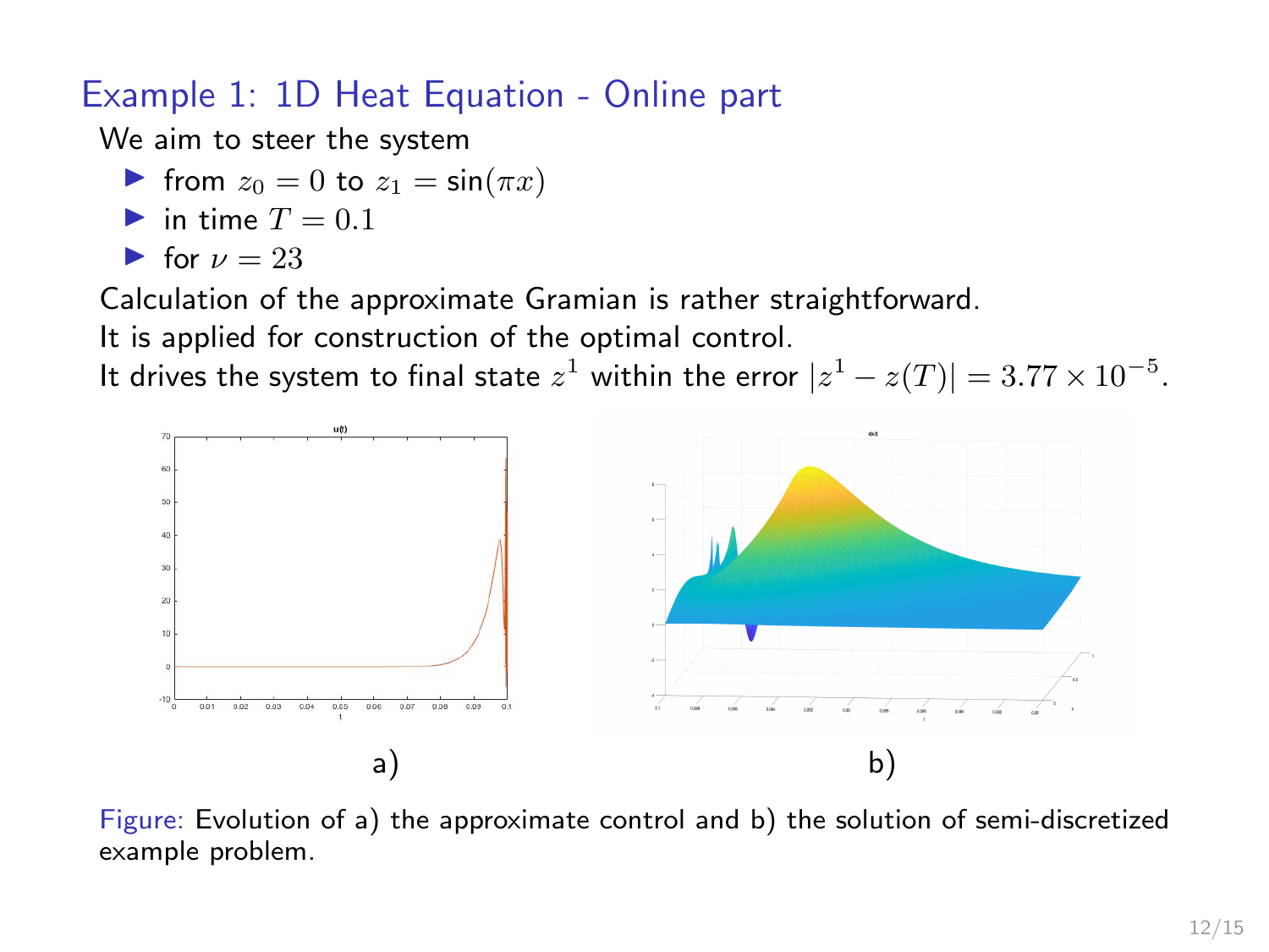## Example 1: 1D Heat Equation - Online part

We aim to steer the system

- from $z_0 = 0$ to $z_1 = \sin(\pi x)$
- in time $T = 0.1$
- for $\nu = 23$

Calculation of the approximate Gramian is rather straightforward.
It is applied for construction of the optimal control.
It drives the system to final state $z^1$ within the error $|z^1 - z(T)| = 3.77 \times 10^{-5}$.

a) b)

Figure: Evolution of a) the approximate control and b) the solution of semi-discretized example problem.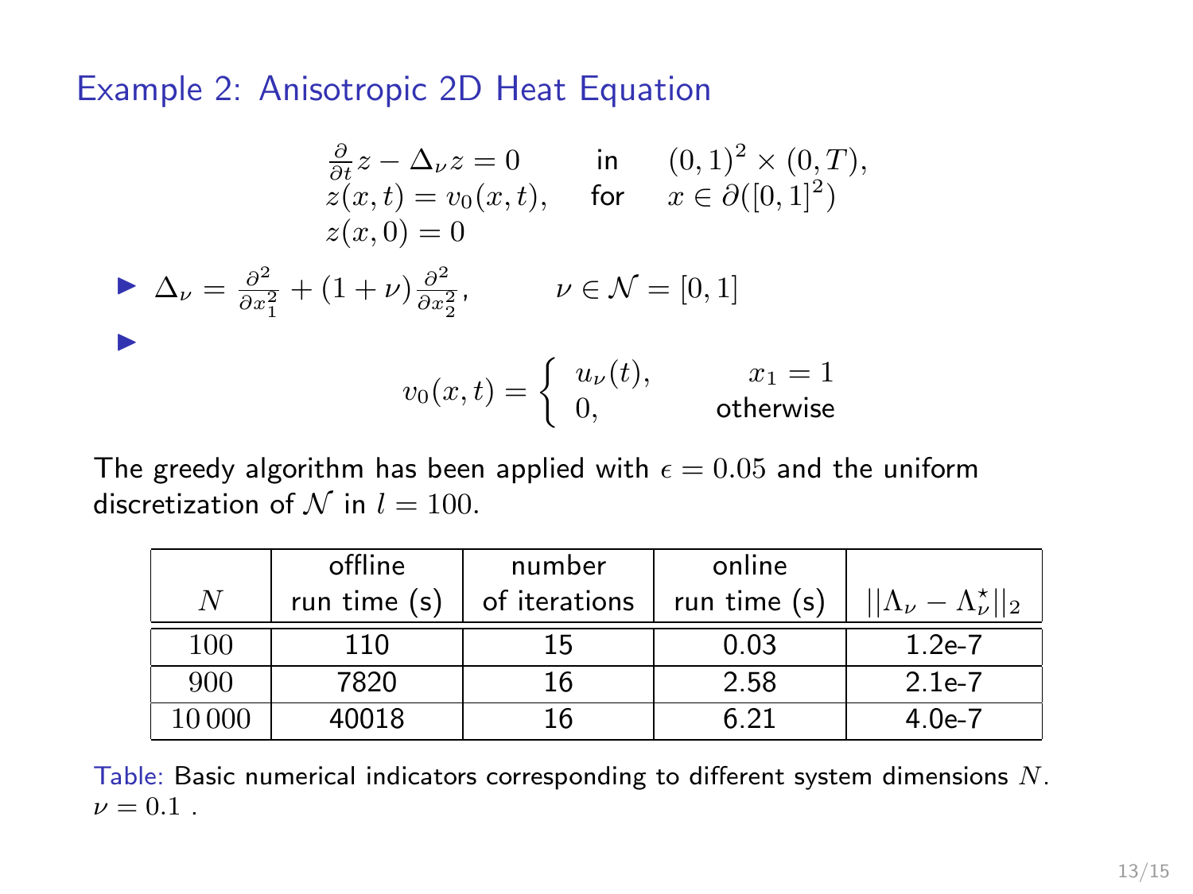## Example 2: Anisotropic 2D Heat Equation

$$
\begin{array}{lll}
\frac{\partial}{\partial t} z - \Delta_\nu z = 0 & \text{in} & (0,1)^2 \times (0,T), \\
z(x,t) = v_0(x,t), & \text{for} & x \in \partial([0,1]^2) \\
z(x,0) = 0 & &
\end{array}
$$

- $\Delta_\nu = \frac{\partial^2}{\partial x_1^2} + (1+\nu)\frac{\partial^2}{\partial x_2^2}, \qquad \nu \in \mathcal{N} = [0,1]$
- $$v_0(x,t) = \begin{cases} u_\nu(t), & x_1 = 1 \\ 0, & \text{otherwise} \end{cases}$$

The greedy algorithm has been applied with $\epsilon = 0.05$ and the uniform discretization of $\mathcal{N}$ in $l = 100$.

| $N$ | offline run time (s) | number of iterations | online run time (s) | $\|\|\Lambda_\nu - \Lambda_\nu^\star\|\|_2$ |
|---|---|---|---|---|
| $100$ | 110 | 15 | 0.03 | 1.2e-7 |
| $900$ | 7820 | 16 | 2.58 | 2.1e-7 |
| $10\,000$ | 40018 | 16 | 6.21 | 4.0e-7 |

Table: Basic numerical indicators corresponding to different system dimensions $N$. $\nu = 0.1$ .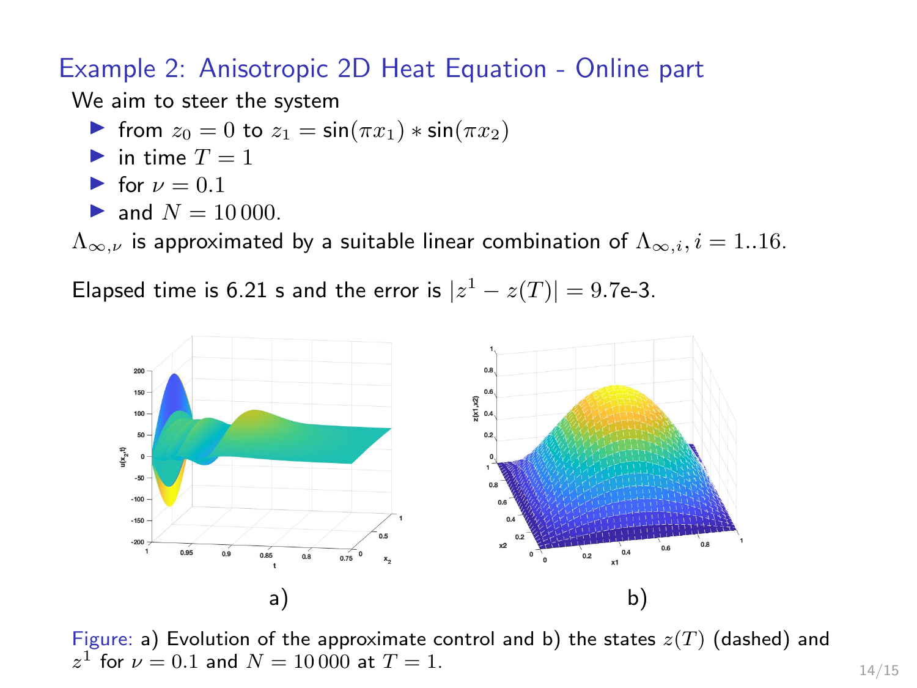## Example 2: Anisotropic 2D Heat Equation - Online part

We aim to steer the system

- from $z_0 = 0$ to $z_1 = \sin(\pi x_1) * \sin(\pi x_2)$
- in time $T = 1$
- for $\nu = 0.1$
- and $N = 10\,000$.

$\Lambda_{\infty,\nu}$ is approximated by a suitable linear combination of $\Lambda_{\infty,i}, i = 1..16$.

Elapsed time is 6.21 s and the error is $|z^1 - z(T)| = 9.7$e-3.

a) b)

Figure: a) Evolution of the approximate control and b) the states $z(T)$ (dashed) and $z^1$ for $\nu = 0.1$ and $N = 10\,000$ at $T = 1$.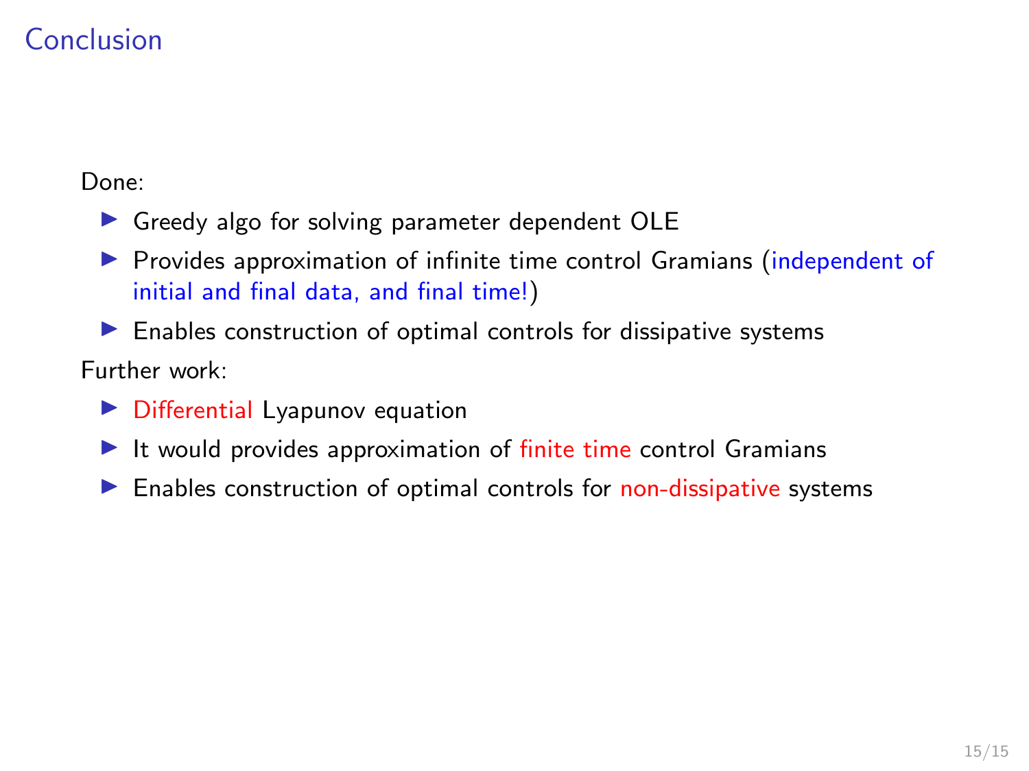# Conclusion

Done:

- Greedy algo for solving parameter dependent OLE
- Provides approximation of infinite time control Gramians (independent of initial and final data, and final time!)
- Enables construction of optimal controls for dissipative systems

Further work:

- Differential Lyapunov equation
- It would provides approximation of finite time control Gramians
- Enables construction of optimal controls for non-dissipative systems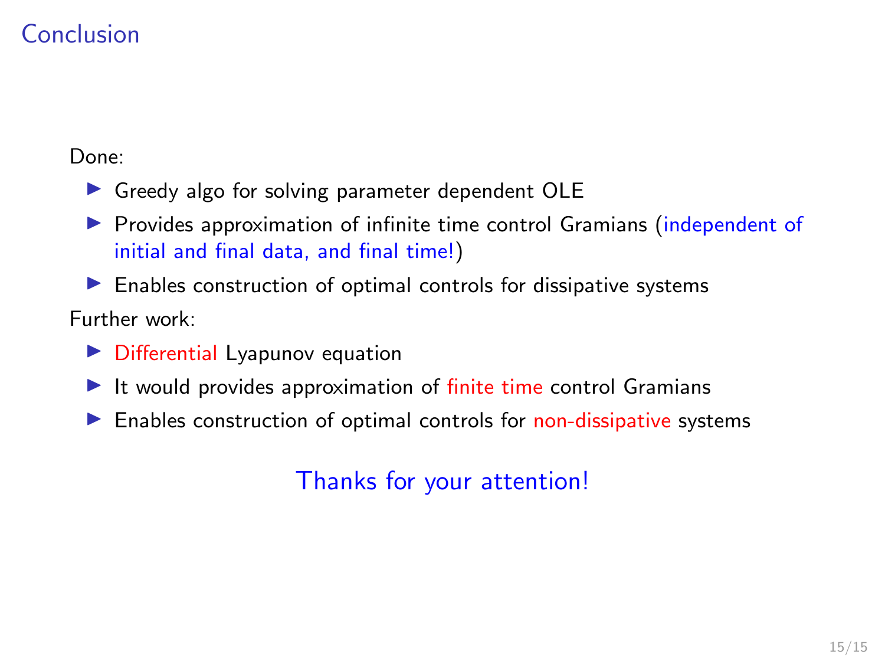# Conclusion

Done:

- Greedy algo for solving parameter dependent OLE
- Provides approximation of infinite time control Gramians (independent of initial and final data, and final time!)
- Enables construction of optimal controls for dissipative systems

Further work:

- Differential Lyapunov equation
- It would provides approximation of finite time control Gramians
- Enables construction of optimal controls for non-dissipative systems

Thanks for your attention!